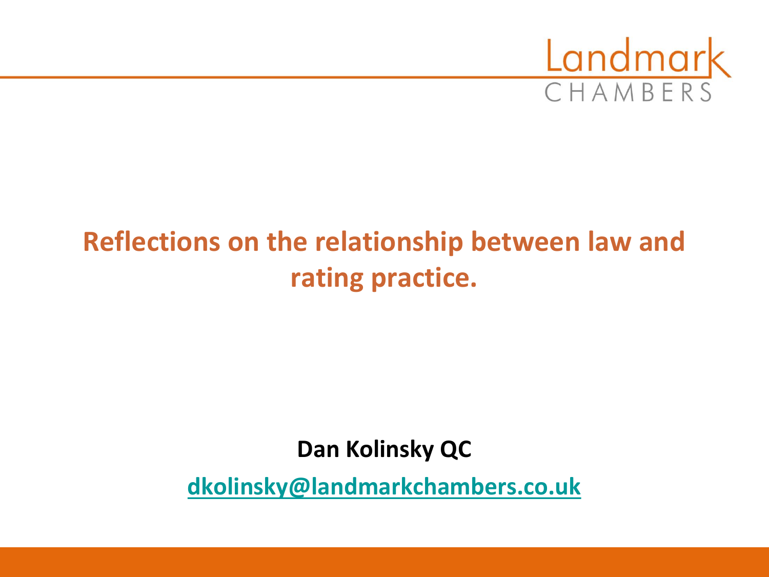Landmark CHAMBERS

# Reflections on the relationship between law and rating practice.

**Dan Kolinsky QC**

[dkolinsky@landmarkchambers.co.uk](mailto:dkolinsky@landmarkchambers.co.uk)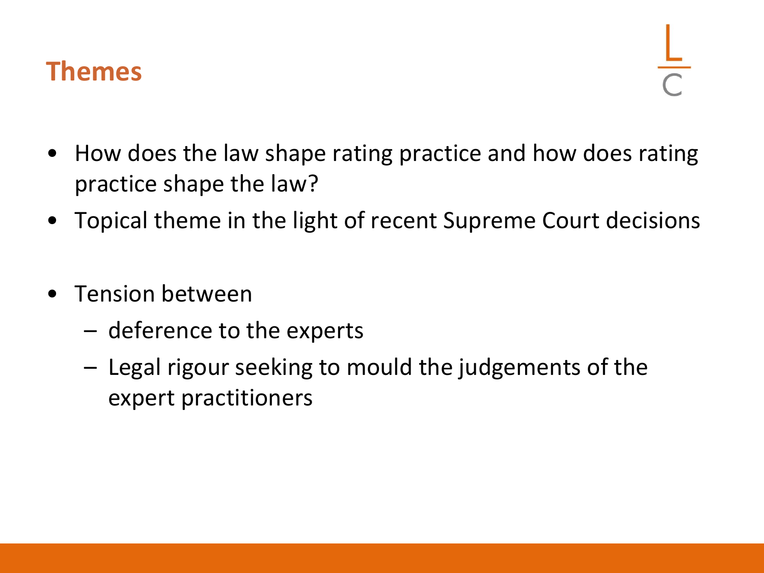## Themes

- How does the law shape rating practice and how does rating practice shape the law?
- Topical theme in the light of recent Supreme Court decisions
- Tension between
  - deference to the experts
  - Legal rigour seeking to mould the judgements of the expert practitioners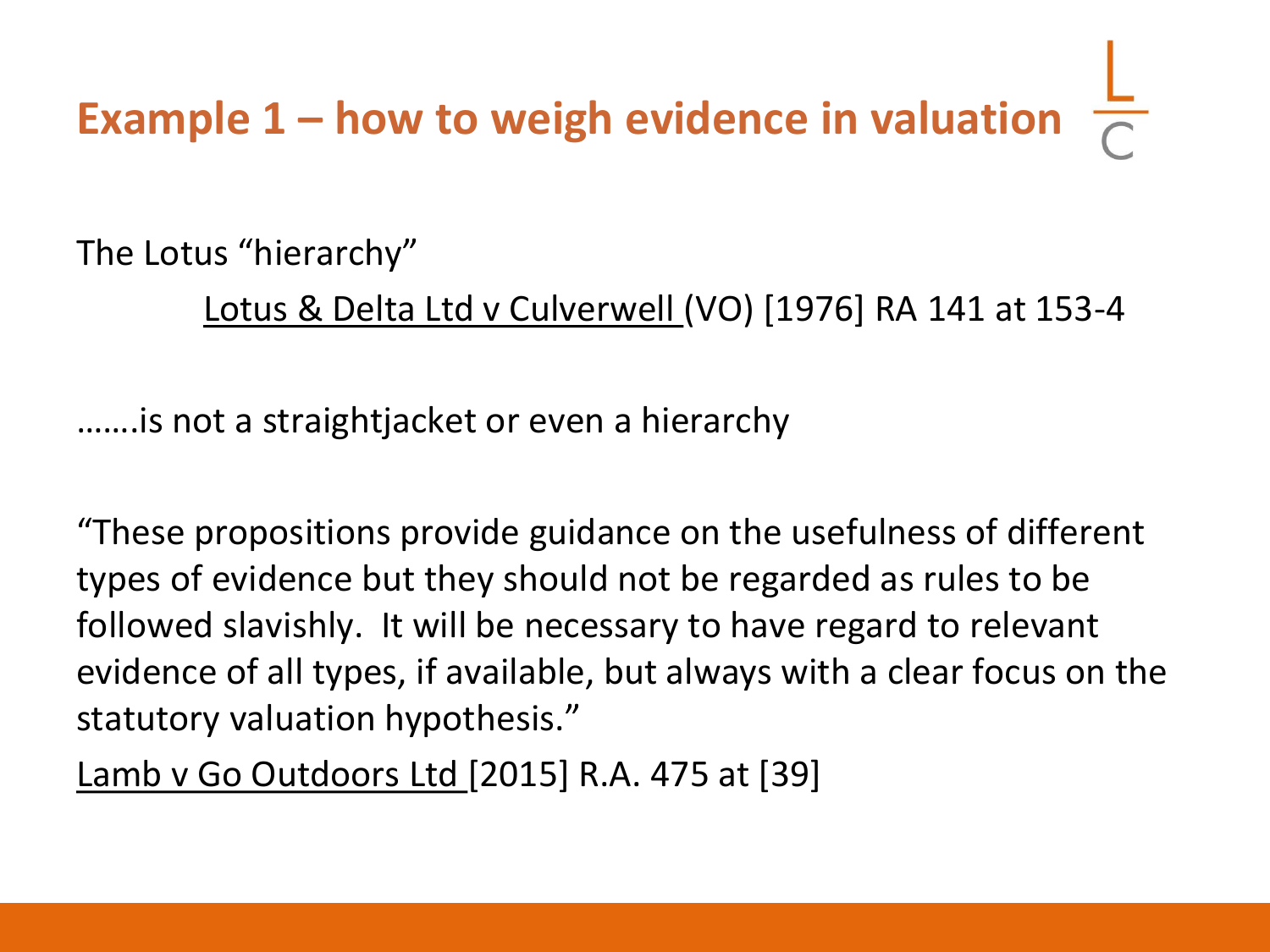# Example 1 – how to weigh evidence in valuation

The Lotus "hierarchy"

Lotus & Delta Ltd v Culverwell (VO) [1976] RA 141 at 153-4

…….is not a straightjacket or even a hierarchy

"These propositions provide guidance on the usefulness of different types of evidence but they should not be regarded as rules to be followed slavishly. It will be necessary to have regard to relevant evidence of all types, if available, but always with a clear focus on the statutory valuation hypothesis."

Lamb v Go Outdoors Ltd [2015] R.A. 475 at [39]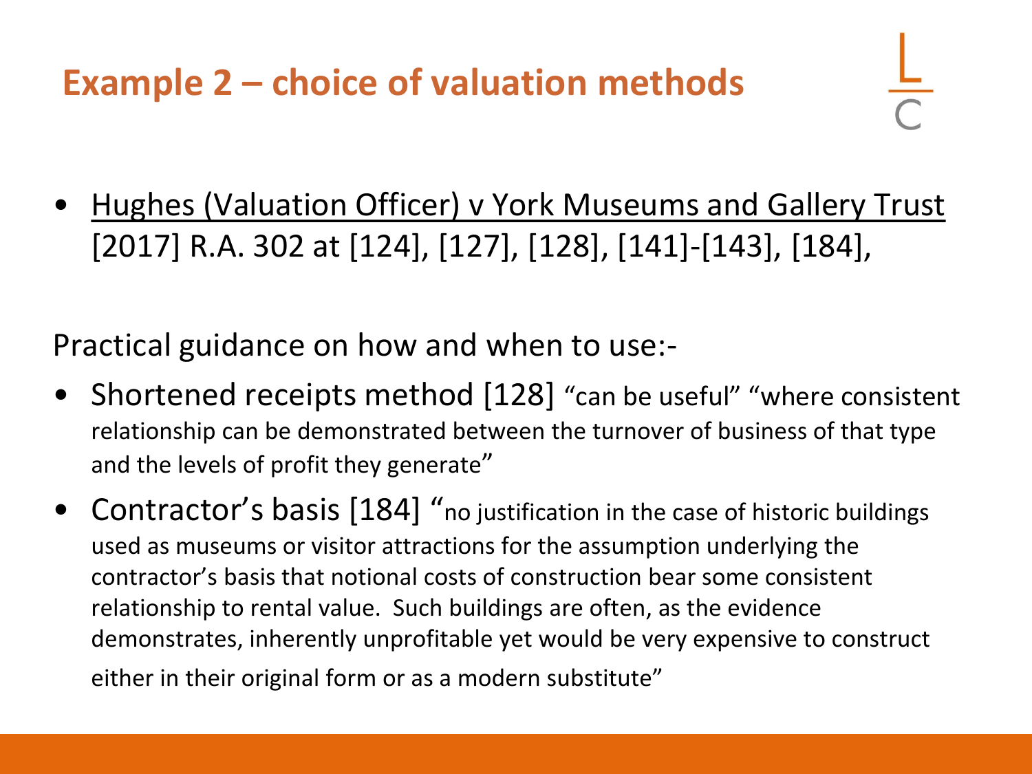## Example 2 – choice of valuation methods

- Hughes (Valuation Officer) v York Museums and Gallery Trust [2017] R.A. 302 at [124], [127], [128], [141]-[143], [184],

Practical guidance on how and when to use:-

- Shortened receipts method [128] "can be useful" "where consistent relationship can be demonstrated between the turnover of business of that type and the levels of profit they generate"
- Contractor's basis [184] "no justification in the case of historic buildings used as museums or visitor attractions for the assumption underlying the contractor's basis that notional costs of construction bear some consistent relationship to rental value. Such buildings are often, as the evidence demonstrates, inherently unprofitable yet would be very expensive to construct either in their original form or as a modern substitute"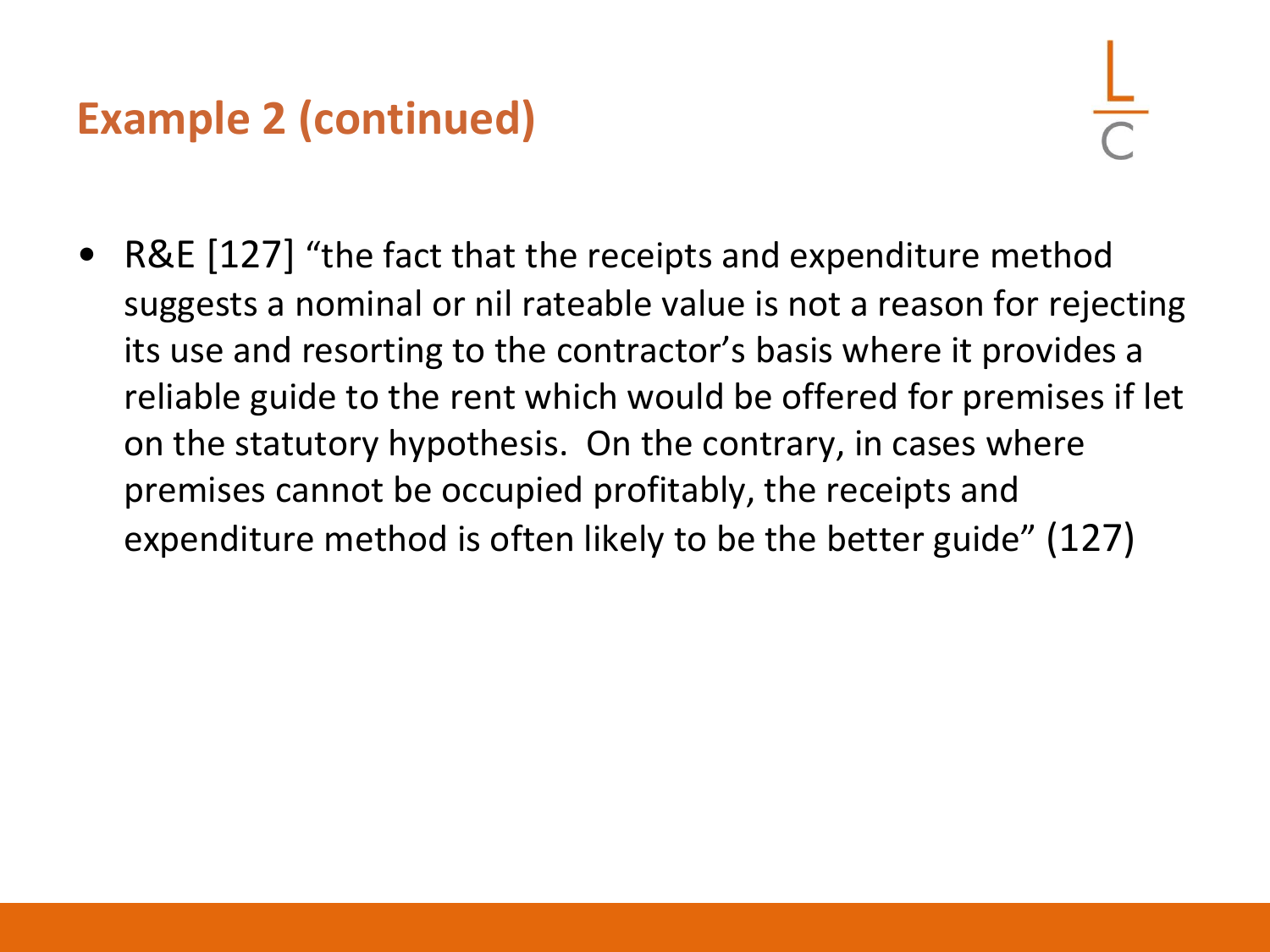## Example 2 (continued)

- R&E [127] “the fact that the receipts and expenditure method suggests a nominal or nil rateable value is not a reason for rejecting its use and resorting to the contractor’s basis where it provides a reliable guide to the rent which would be offered for premises if let on the statutory hypothesis. On the contrary, in cases where premises cannot be occupied profitably, the receipts and expenditure method is often likely to be the better guide” (127)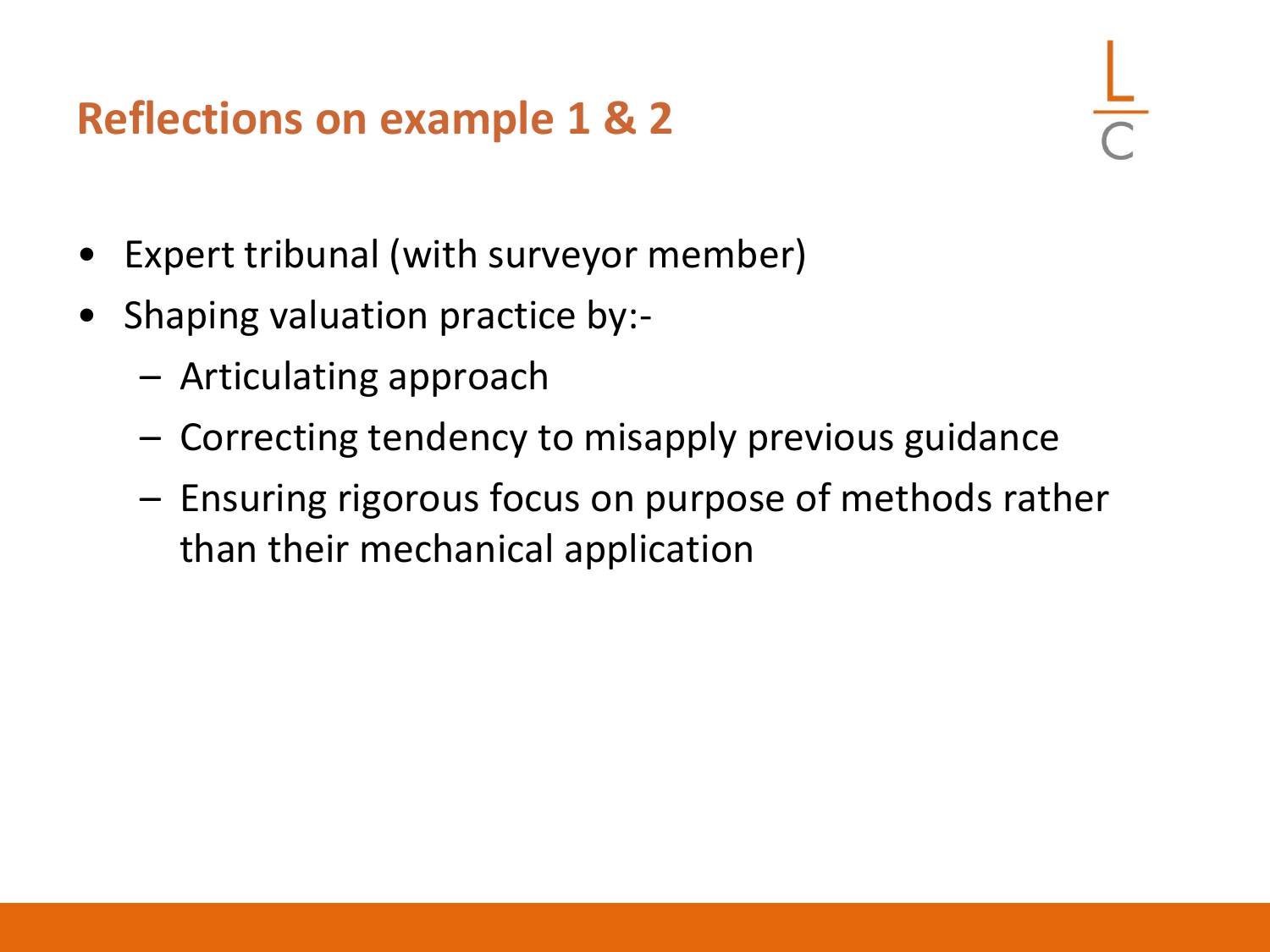## Reflections on example 1 & 2

- Expert tribunal (with surveyor member)
- Shaping valuation practice by:-
  - Articulating approach
  - Correcting tendency to misapply previous guidance
  - Ensuring rigorous focus on purpose of methods rather than their mechanical application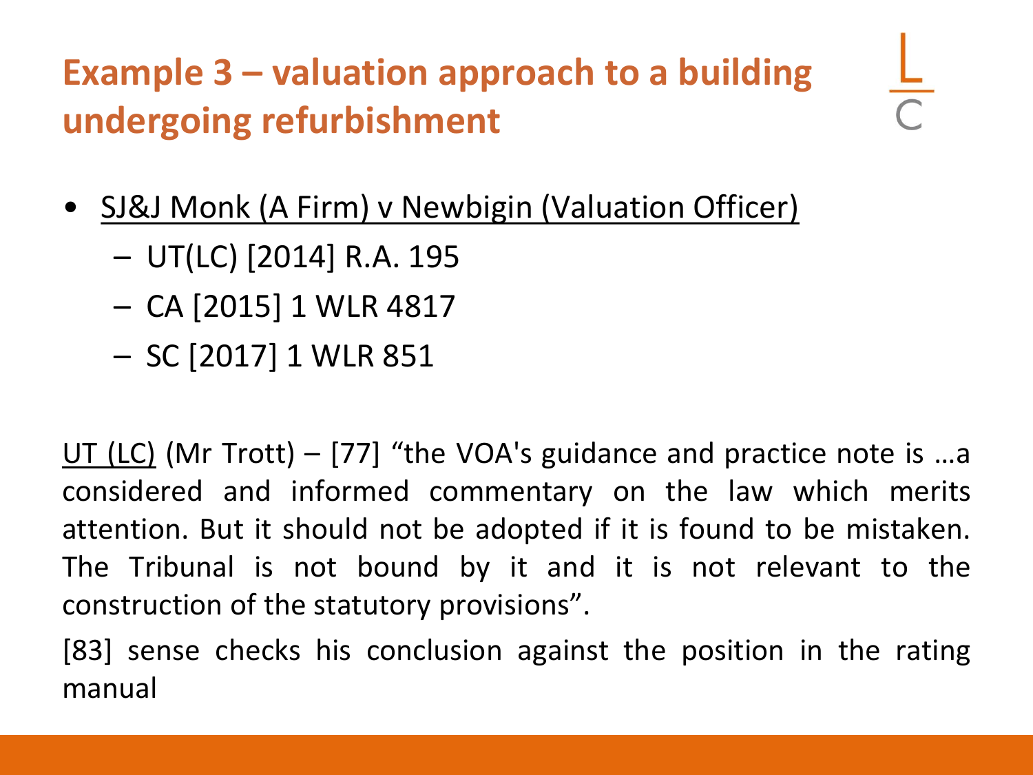# Example 3 – valuation approach to a building undergoing refurbishment

- SJ&J Monk (A Firm) v Newbigin (Valuation Officer)
  - UT(LC) [2014] R.A. 195
  - CA [2015] 1 WLR 4817
  - SC [2017] 1 WLR 851

UT (LC) (Mr Trott) – [77] "the VOA's guidance and practice note is …a considered and informed commentary on the law which merits attention. But it should not be adopted if it is found to be mistaken. The Tribunal is not bound by it and it is not relevant to the construction of the statutory provisions".

[83] sense checks his conclusion against the position in the rating manual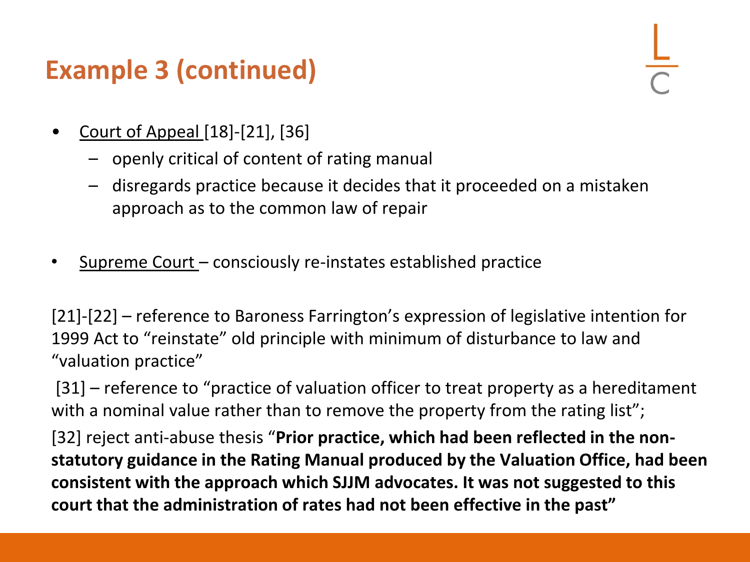# Example 3 (continued)

- Court of Appeal [18]-[21], [36]
  - openly critical of content of rating manual
  - disregards practice because it decides that it proceeded on a mistaken approach as to the common law of repair

- Supreme Court – consciously re-instates established practice

[21]-[22] – reference to Baroness Farrington's expression of legislative intention for 1999 Act to "reinstate" old principle with minimum of disturbance to law and "valuation practice"

[31] – reference to "practice of valuation officer to treat property as a hereditament with a nominal value rather than to remove the property from the rating list";

[32] reject anti-abuse thesis "**Prior practice, which had been reflected in the non-statutory guidance in the Rating Manual produced by the Valuation Office, had been consistent with the approach which SJJM advocates. It was not suggested to this court that the administration of rates had not been effective in the past**"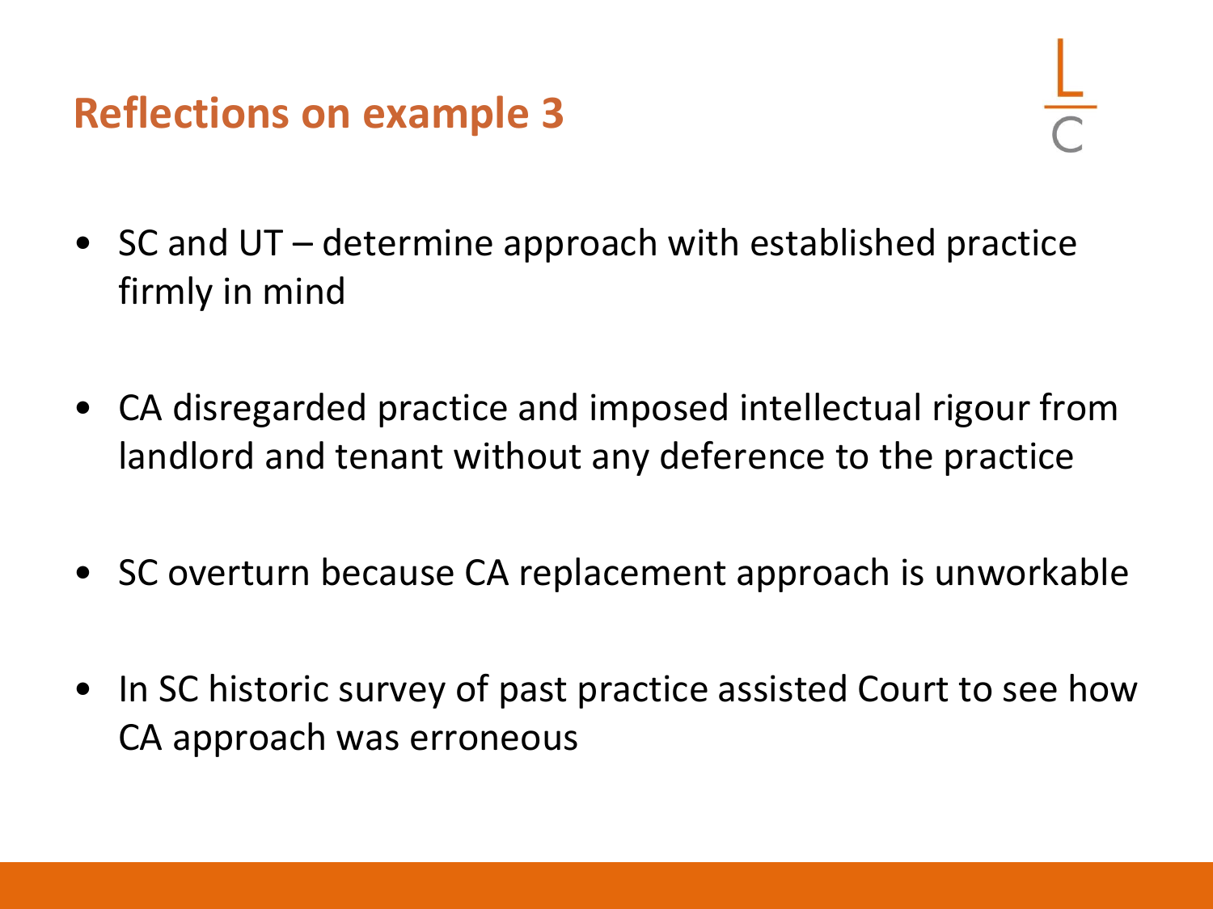## Reflections on example 3

- SC and UT – determine approach with established practice firmly in mind
- CA disregarded practice and imposed intellectual rigour from landlord and tenant without any deference to the practice
- SC overturn because CA replacement approach is unworkable
- In SC historic survey of past practice assisted Court to see how CA approach was erroneous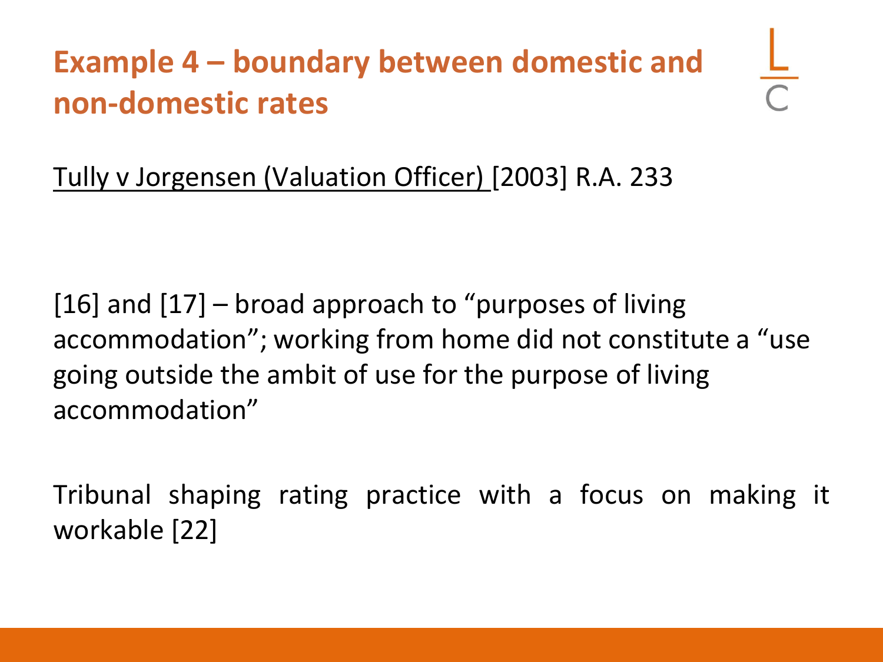# Example 4 – boundary between domestic and non-domestic rates

Tully v Jorgensen (Valuation Officer) [2003] R.A. 233

[16] and [17] – broad approach to "purposes of living accommodation"; working from home did not constitute a "use going outside the ambit of use for the purpose of living accommodation"

Tribunal shaping rating practice with a focus on making it workable [22]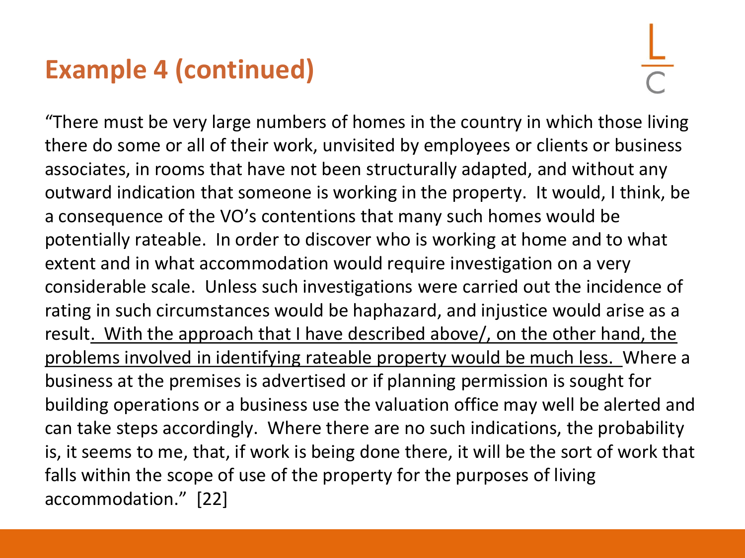## Example 4 (continued)

"There must be very large numbers of homes in the country in which those living there do some or all of their work, unvisited by employees or clients or business associates, in rooms that have not been structurally adapted, and without any outward indication that someone is working in the property. It would, I think, be a consequence of the VO's contentions that many such homes would be potentially rateable. In order to discover who is working at home and to what extent and in what accommodation would require investigation on a very considerable scale. Unless such investigations were carried out the incidence of rating in such circumstances would be haphazard, and injustice would arise as a result<u>. With the approach that I have described above/, on the other hand, the problems involved in identifying rateable property would be much less. </u>Where a business at the premises is advertised or if planning permission is sought for building operations or a business use the valuation office may well be alerted and can take steps accordingly. Where there are no such indications, the probability is, it seems to me, that, if work is being done there, it will be the sort of work that falls within the scope of use of the property for the purposes of living accommodation." [22]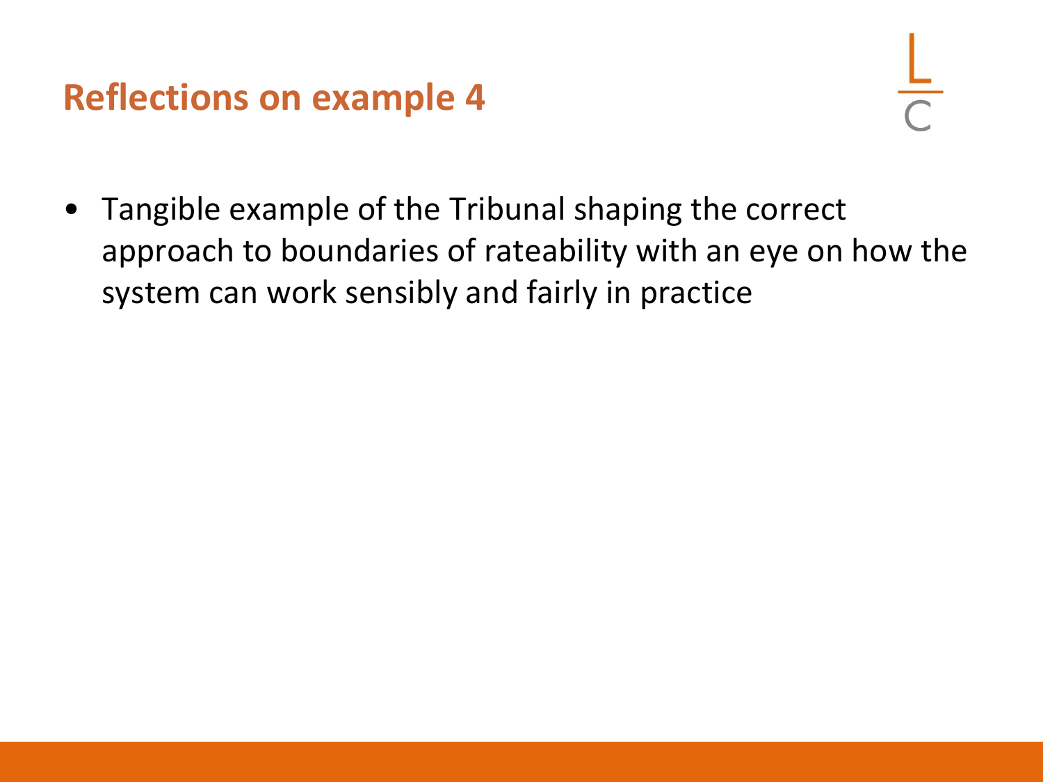# Reflections on example 4

- Tangible example of the Tribunal shaping the correct approach to boundaries of rateability with an eye on how the system can work sensibly and fairly in practice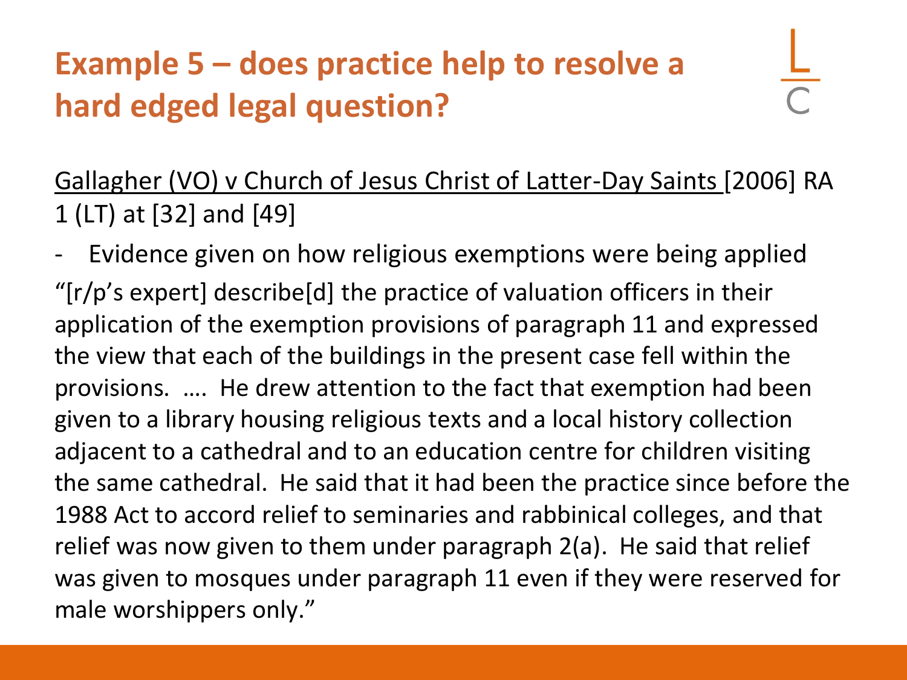# Example 5 – does practice help to resolve a hard edged legal question?

<u>Gallagher (VO) v Church of Jesus Christ of Latter-Day Saints</u> [2006] RA 1 (LT) at [32] and [49]

- Evidence given on how religious exemptions were being applied

"[r/p's expert] describe[d] the practice of valuation officers in their application of the exemption provisions of paragraph 11 and expressed the view that each of the buildings in the present case fell within the provisions. …. He drew attention to the fact that exemption had been given to a library housing religious texts and a local history collection adjacent to a cathedral and to an education centre for children visiting the same cathedral. He said that it had been the practice since before the 1988 Act to accord relief to seminaries and rabbinical colleges, and that relief was now given to them under paragraph 2(a). He said that relief was given to mosques under paragraph 11 even if they were reserved for male worshippers only."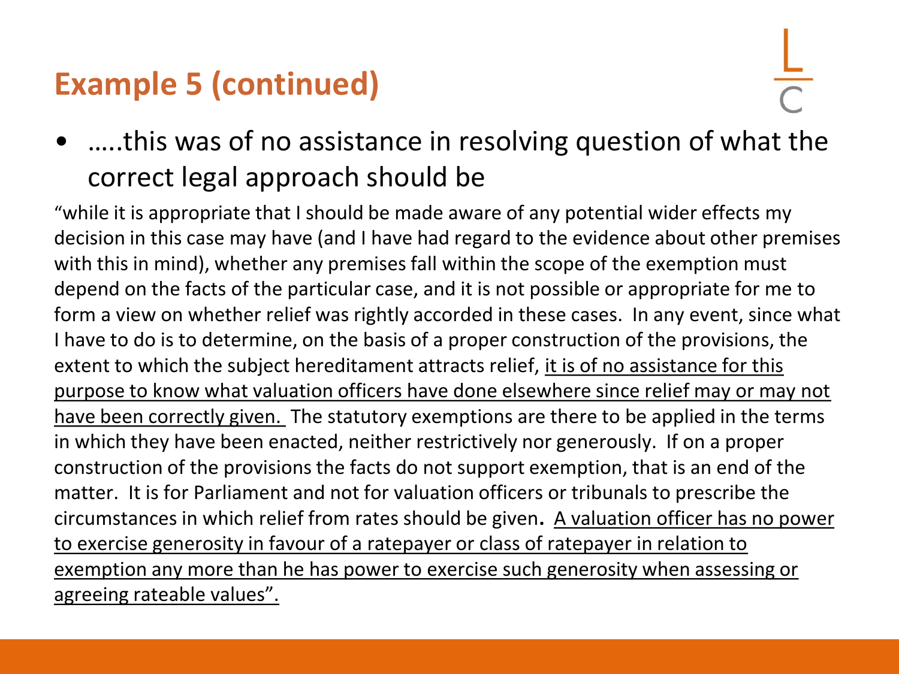## Example 5 (continued)

- …..this was of no assistance in resolving question of what the correct legal approach should be

"while it is appropriate that I should be made aware of any potential wider effects my decision in this case may have (and I have had regard to the evidence about other premises with this in mind), whether any premises fall within the scope of the exemption must depend on the facts of the particular case, and it is not possible or appropriate for me to form a view on whether relief was rightly accorded in these cases. In any event, since what I have to do is to determine, on the basis of a proper construction of the provisions, the extent to which the subject hereditament attracts relief, <u>it is of no assistance for this purpose to know what valuation officers have done elsewhere since relief may or may not have been correctly given.</u> The statutory exemptions are there to be applied in the terms in which they have been enacted, neither restrictively nor generously. If on a proper construction of the provisions the facts do not support exemption, that is an end of the matter. It is for Parliament and not for valuation officers or tribunals to prescribe the circumstances in which relief from rates should be given**.** <u>A valuation officer has no power to exercise generosity in favour of a ratepayer or class of ratepayer in relation to exemption any more than he has power to exercise such generosity when assessing or agreeing rateable values".</u>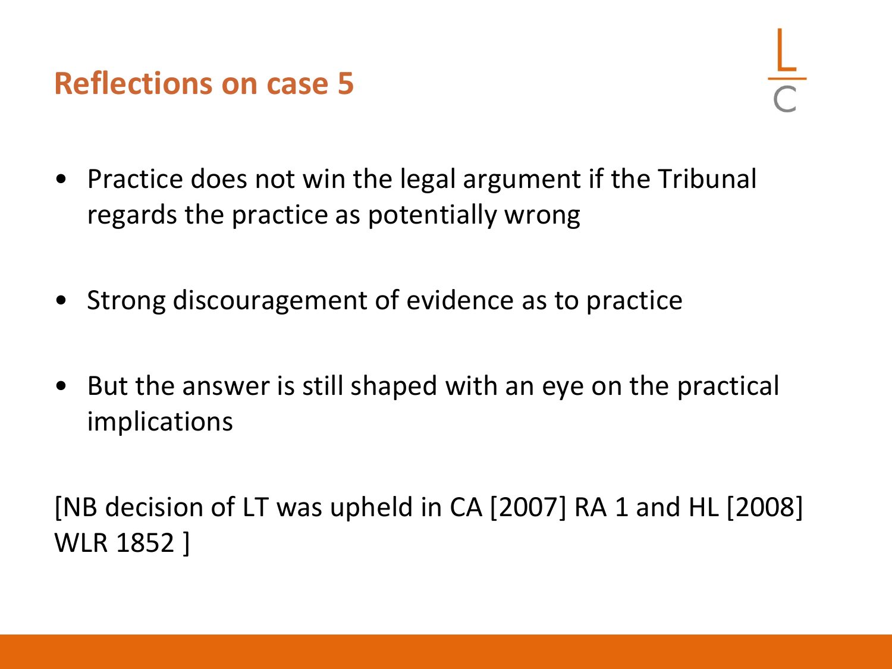# Reflections on case 5

- Practice does not win the legal argument if the Tribunal regards the practice as potentially wrong
- Strong discouragement of evidence as to practice
- But the answer is still shaped with an eye on the practical implications

[NB decision of LT was upheld in CA [2007] RA 1 and HL [2008] WLR 1852 ]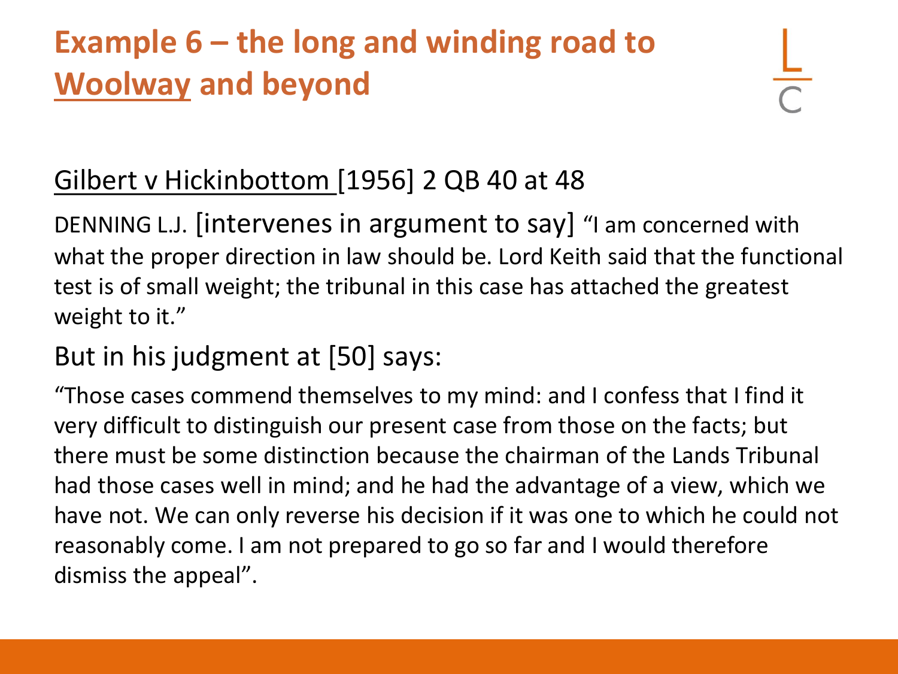# Example 6 – the long and winding road to Woolway and beyond

Gilbert v Hickinbottom [1956] 2 QB 40 at 48

DENNING L.J. [intervenes in argument to say] "I am concerned with what the proper direction in law should be. Lord Keith said that the functional test is of small weight; the tribunal in this case has attached the greatest weight to it."

But in his judgment at [50] says:

"Those cases commend themselves to my mind: and I confess that I find it very difficult to distinguish our present case from those on the facts; but there must be some distinction because the chairman of the Lands Tribunal had those cases well in mind; and he had the advantage of a view, which we have not. We can only reverse his decision if it was one to which he could not reasonably come. I am not prepared to go so far and I would therefore dismiss the appeal".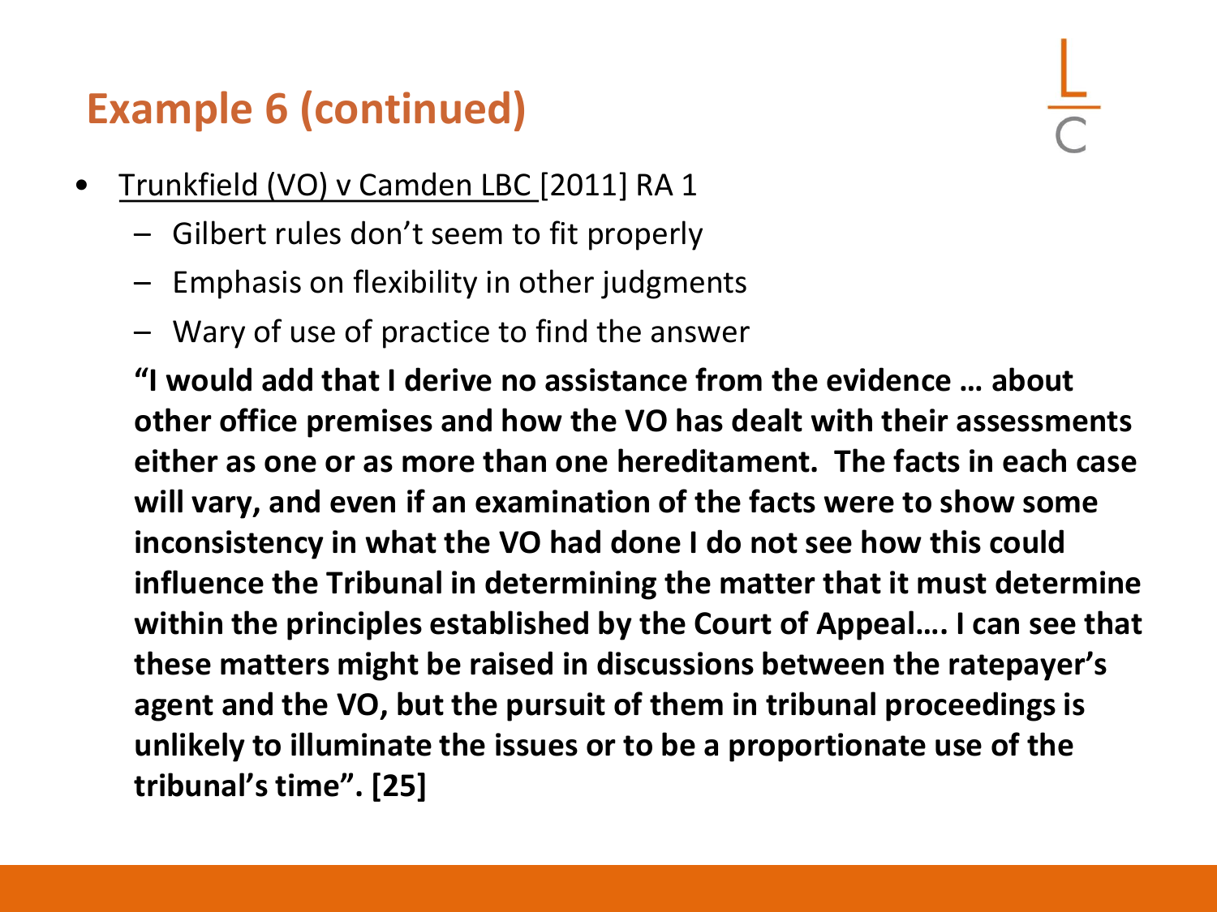## Example 6 (continued)

- Trunkfield (VO) v Camden LBC [2011] RA 1
  - Gilbert rules don't seem to fit properly
  - Emphasis on flexibility in other judgments
  - Wary of use of practice to find the answer

  **"I would add that I derive no assistance from the evidence … about other office premises and how the VO has dealt with their assessments either as one or as more than one hereditament. The facts in each case will vary, and even if an examination of the facts were to show some inconsistency in what the VO had done I do not see how this could influence the Tribunal in determining the matter that it must determine within the principles established by the Court of Appeal…. I can see that these matters might be raised in discussions between the ratepayer's agent and the VO, but the pursuit of them in tribunal proceedings is unlikely to illuminate the issues or to be a proportionate use of the tribunal's time". [25]**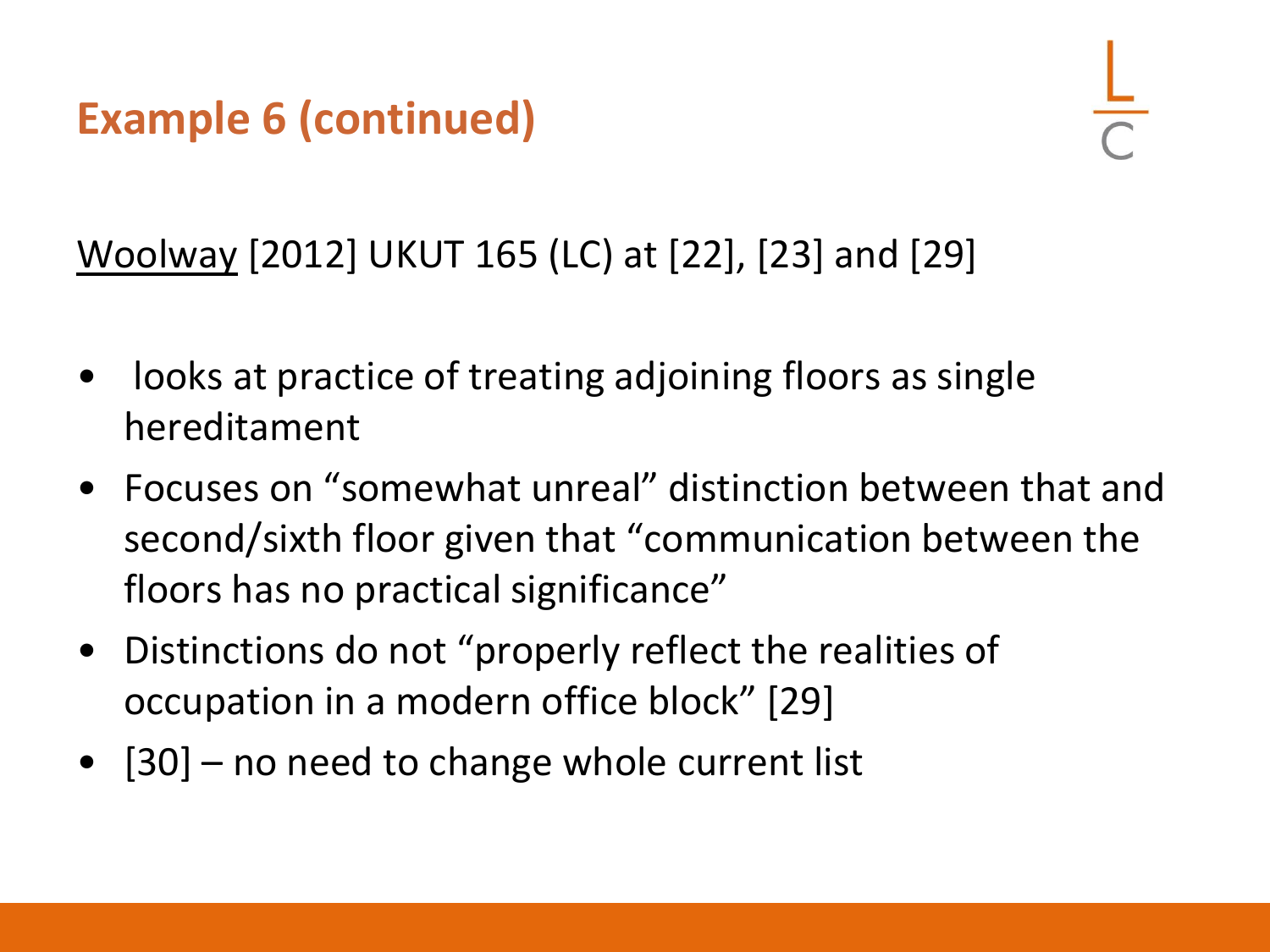## Example 6 (continued)

Woolway [2012] UKUT 165 (LC) at [22], [23] and [29]

- looks at practice of treating adjoining floors as single hereditament
- Focuses on "somewhat unreal" distinction between that and second/sixth floor given that "communication between the floors has no practical significance"
- Distinctions do not "properly reflect the realities of occupation in a modern office block" [29]
- [30] – no need to change whole current list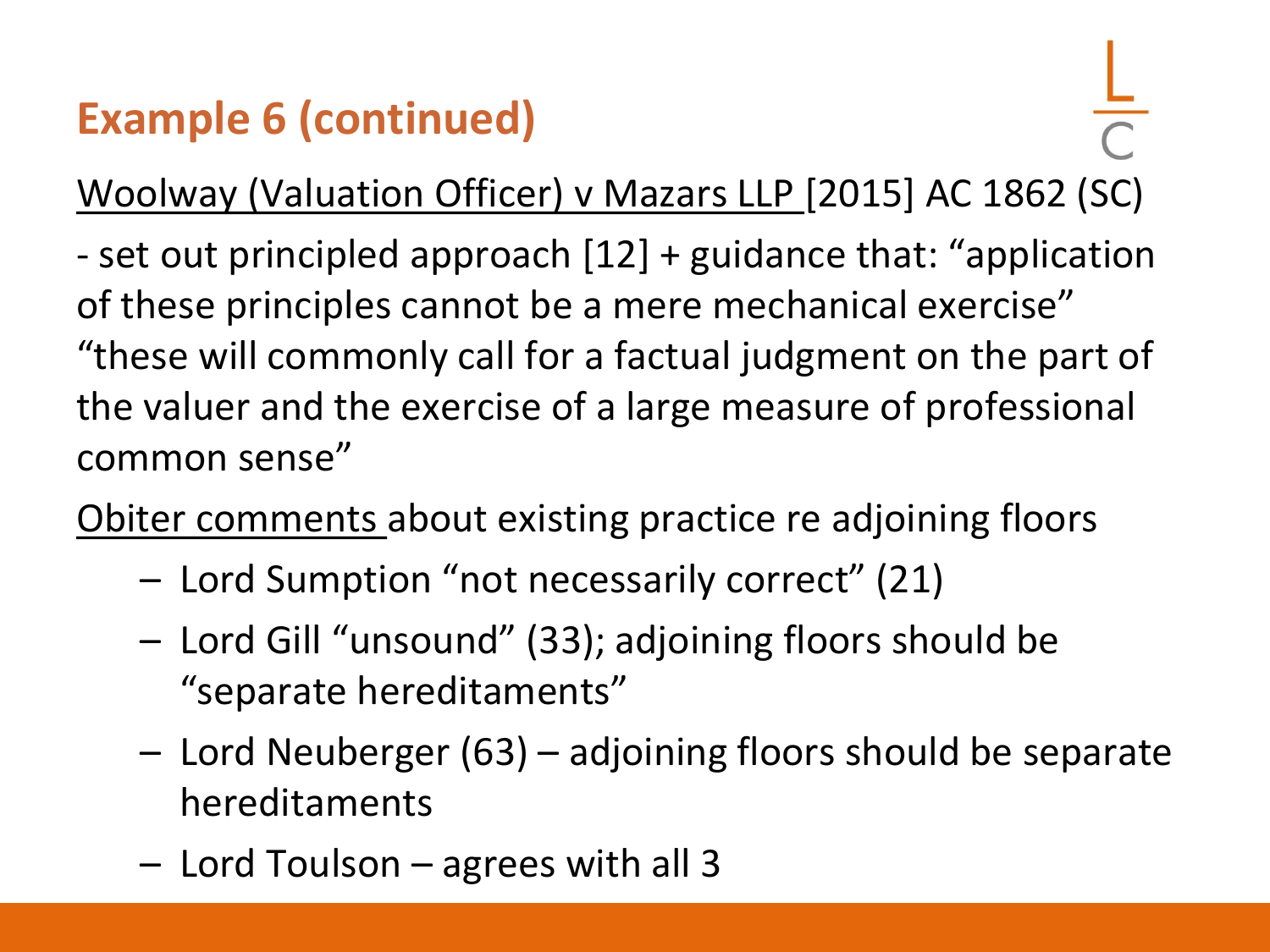## Example 6 (continued)

Woolway (Valuation Officer) v Mazars LLP [2015] AC 1862 (SC)

- set out principled approach [12] + guidance that: "application of these principles cannot be a mere mechanical exercise" "these will commonly call for a factual judgment on the part of the valuer and the exercise of a large measure of professional common sense"

Obiter comments about existing practice re adjoining floors

- Lord Sumption "not necessarily correct" (21)
- Lord Gill "unsound" (33); adjoining floors should be "separate hereditaments"
- Lord Neuberger (63) – adjoining floors should be separate hereditaments
- Lord Toulson – agrees with all 3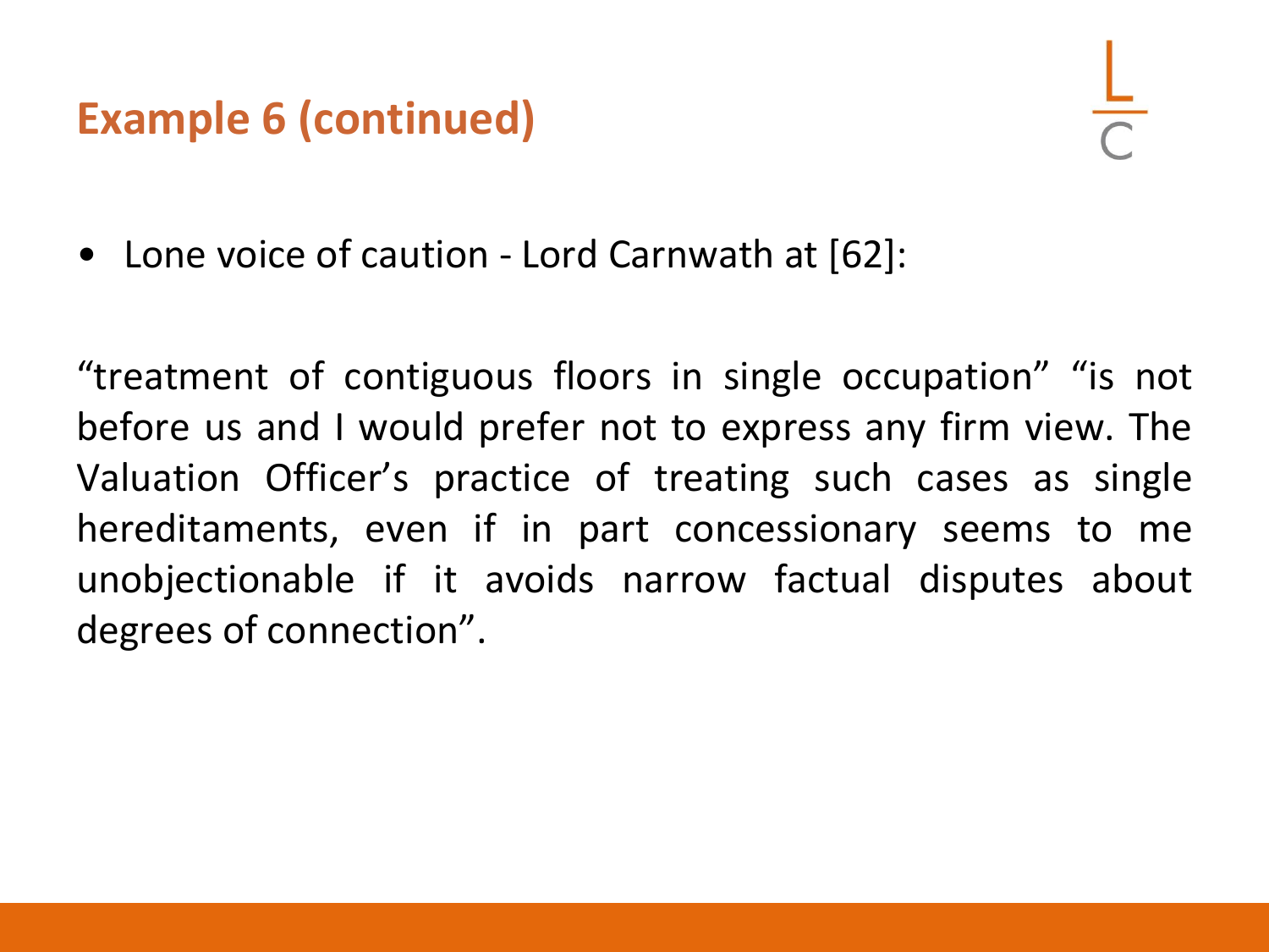## Example 6 (continued)

- Lone voice of caution - Lord Carnwath at [62]:

"treatment of contiguous floors in single occupation" "is not before us and I would prefer not to express any firm view. The Valuation Officer's practice of treating such cases as single hereditaments, even if in part concessionary seems to me unobjectionable if it avoids narrow factual disputes about degrees of connection".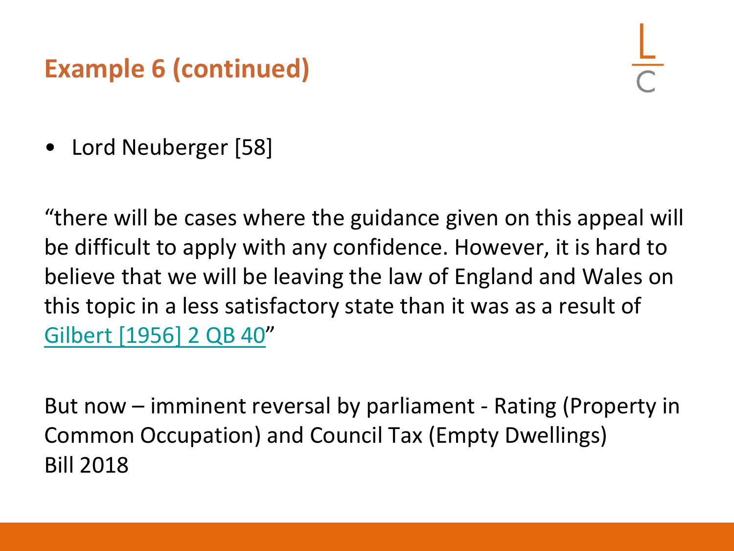# Example 6 (continued)

- Lord Neuberger [58]

"there will be cases where the guidance given on this appeal will be difficult to apply with any confidence. However, it is hard to believe that we will be leaving the law of England and Wales on this topic in a less satisfactory state than it was as a result of Gilbert [1956] 2 QB 40"

But now – imminent reversal by parliament - Rating (Property in Common Occupation) and Council Tax (Empty Dwellings) Bill 2018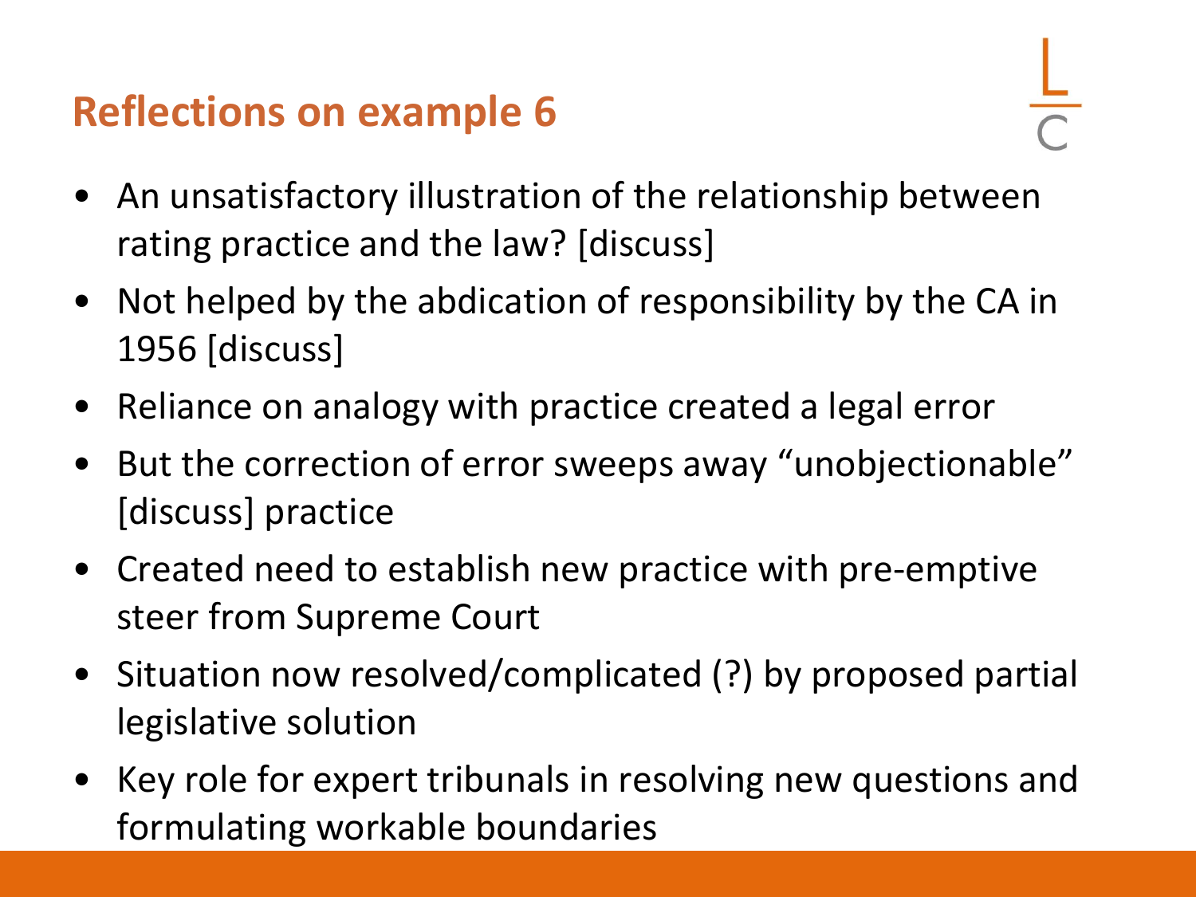## Reflections on example 6

- An unsatisfactory illustration of the relationship between rating practice and the law? [discuss]
- Not helped by the abdication of responsibility by the CA in 1956 [discuss]
- Reliance on analogy with practice created a legal error
- But the correction of error sweeps away "unobjectionable" [discuss] practice
- Created need to establish new practice with pre-emptive steer from Supreme Court
- Situation now resolved/complicated (?) by proposed partial legislative solution
- Key role for expert tribunals in resolving new questions and formulating workable boundaries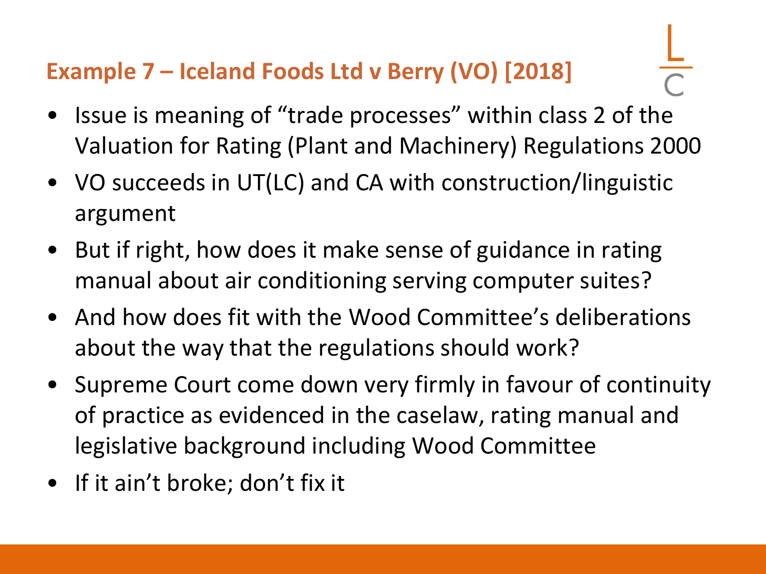## Example 7 – Iceland Foods Ltd v Berry (VO) [2018]

- Issue is meaning of "trade processes" within class 2 of the Valuation for Rating (Plant and Machinery) Regulations 2000
- VO succeeds in UT(LC) and CA with construction/linguistic argument
- But if right, how does it make sense of guidance in rating manual about air conditioning serving computer suites?
- And how does fit with the Wood Committee's deliberations about the way that the regulations should work?
- Supreme Court come down very firmly in favour of continuity of practice as evidenced in the caselaw, rating manual and legislative background including Wood Committee
- If it ain't broke; don't fix it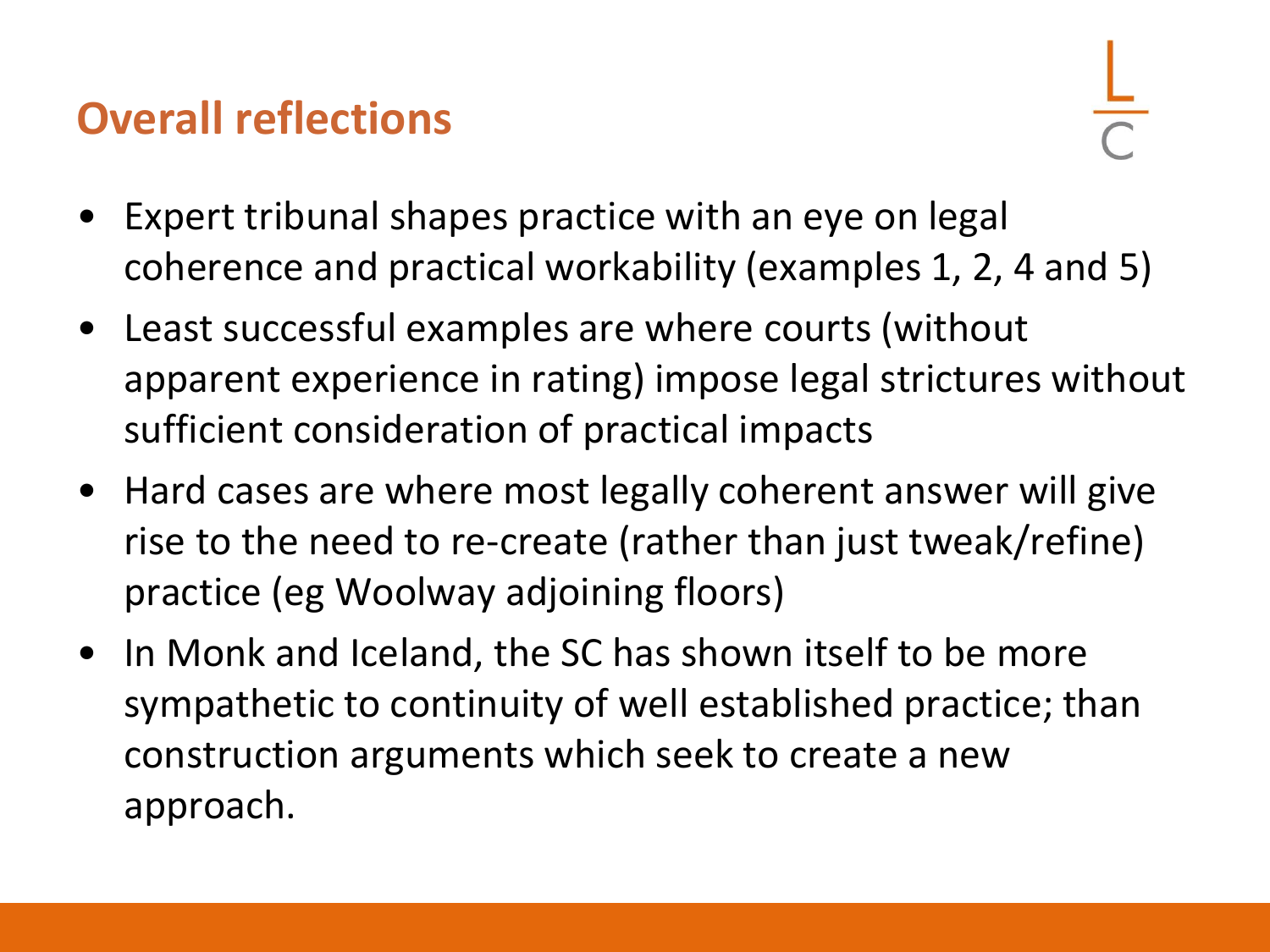# Overall reflections

- Expert tribunal shapes practice with an eye on legal coherence and practical workability (examples 1, 2, 4 and 5)
- Least successful examples are where courts (without apparent experience in rating) impose legal strictures without sufficient consideration of practical impacts
- Hard cases are where most legally coherent answer will give rise to the need to re-create (rather than just tweak/refine) practice (eg Woolway adjoining floors)
- In Monk and Iceland, the SC has shown itself to be more sympathetic to continuity of well established practice; than construction arguments which seek to create a new approach.